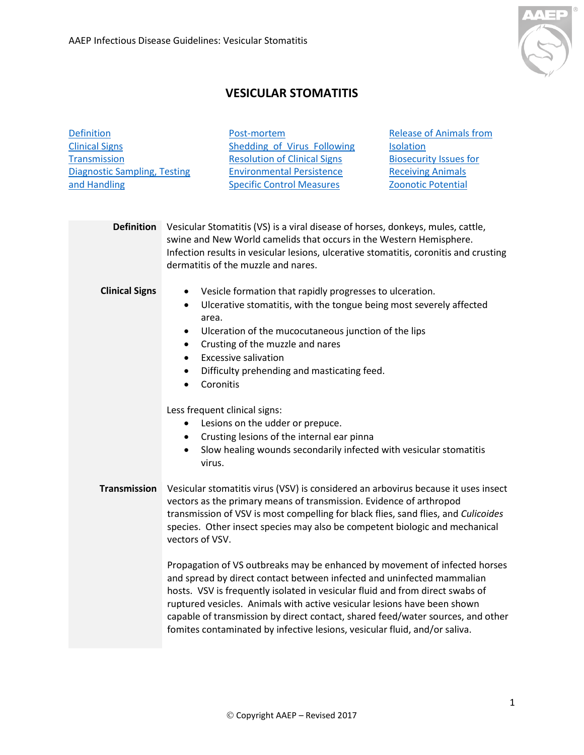# VESICULAR STOMATITIS

- Definition
- Clinical Signs
- Transmission
- Diagnostic Sampling, Testing and Handling
- Post-mortem
- Shedding of Virus Following Resolution of Clinical Signs
- Environmental Persistence
- Specific Control Measures
- Release of Animals from Isolation
- Biosecurity Issues for Receiving Animals
- Zoonotic Potential

## Definition

Vesicular Stomatitis (VS) is a viral disease of horses, donkeys, mules, cattle, swine and New World camelids that occurs in the Western Hemisphere. Infection results in vesicular lesions, ulcerative stomatitis, coronitis and crusting dermatitis of the muzzle and nares.

## Clinical Signs

- Vesicle formation that rapidly progresses to ulceration.
- Ulcerative stomatitis, with the tongue being most severely affected area.
- Ulceration of the mucocutaneous junction of the lips
- Crusting of the muzzle and nares
- Excessive salivation
- Difficulty prehending and masticating feed.
- Coronitis

Less frequent clinical signs:

- Lesions on the udder or prepuce.
- Crusting lesions of the internal ear pinna
- Slow healing wounds secondarily infected with vesicular stomatitis virus.

## Transmission

Vesicular stomatitis virus (VSV) is considered an arbovirus because it uses insect vectors as the primary means of transmission. Evidence of arthropod transmission of VSV is most compelling for black flies, sand flies, and *Culicoides* species. Other insect species may also be competent biologic and mechanical vectors of VSV.

Propagation of VS outbreaks may be enhanced by movement of infected horses and spread by direct contact between infected and uninfected mammalian hosts. VSV is frequently isolated in vesicular fluid and from direct swabs of ruptured vesicles. Animals with active vesicular lesions have been shown capable of transmission by direct contact, shared feed/water sources, and other fomites contaminated by infective lesions, vesicular fluid, and/or saliva.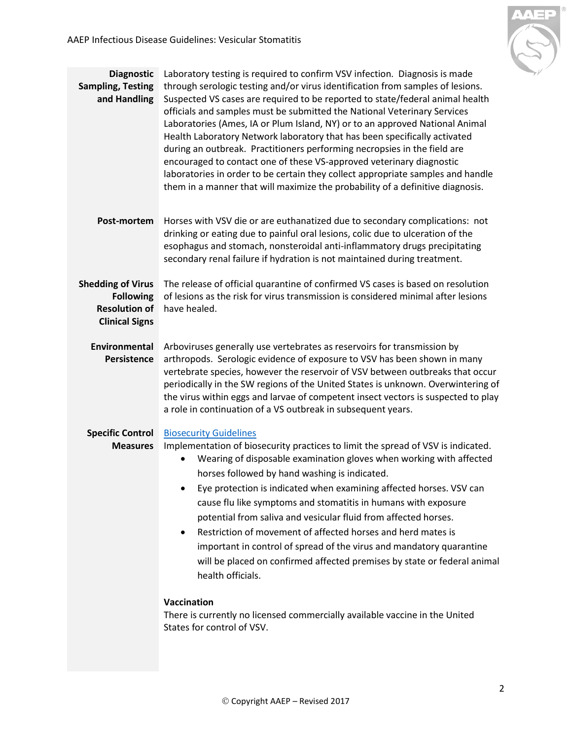| | |
|---|---|
| **Diagnostic Sampling, Testing and Handling** | Laboratory testing is required to confirm VSV infection. Diagnosis is made through serologic testing and/or virus identification from samples of lesions. Suspected VS cases are required to be reported to state/federal animal health officials and samples must be submitted the National Veterinary Services Laboratories (Ames, IA or Plum Island, NY) or to an approved National Animal Health Laboratory Network laboratory that has been specifically activated during an outbreak. Practitioners performing necropsies in the field are encouraged to contact one of these VS-approved veterinary diagnostic laboratories in order to be certain they collect appropriate samples and handle them in a manner that will maximize the probability of a definitive diagnosis. |
| **Post-mortem** | Horses with VSV die or are euthanatized due to secondary complications: not drinking or eating due to painful oral lesions, colic due to ulceration of the esophagus and stomach, nonsteroidal anti-inflammatory drugs precipitating secondary renal failure if hydration is not maintained during treatment. |
| **Shedding of Virus Following Resolution of Clinical Signs** | The release of official quarantine of confirmed VS cases is based on resolution of lesions as the risk for virus transmission is considered minimal after lesions have healed. |
| **Environmental Persistence** | Arboviruses generally use vertebrates as reservoirs for transmission by arthropods. Serologic evidence of exposure to VSV has been shown in many vertebrate species, however the reservoir of VSV between outbreaks that occur periodically in the SW regions of the United States is unknown. Overwintering of the virus within eggs and larvae of competent insect vectors is suspected to play a role in continuation of a VS outbreak in subsequent years. |
| **Specific Control Measures** | Biosecurity Guidelines<br>Implementation of biosecurity practices to limit the spread of VSV is indicated.<br>• Wearing of disposable examination gloves when working with affected horses followed by hand washing is indicated.<br>• Eye protection is indicated when examining affected horses. VSV can cause flu like symptoms and stomatitis in humans with exposure potential from saliva and vesicular fluid from affected horses.<br>• Restriction of movement of affected horses and herd mates is important in control of spread of the virus and mandatory quarantine will be placed on confirmed affected premises by state or federal animal health officials.<br><br>**Vaccination**<br>There is currently no licensed commercially available vaccine in the United States for control of VSV. |

© Copyright AAEP – Revised 2017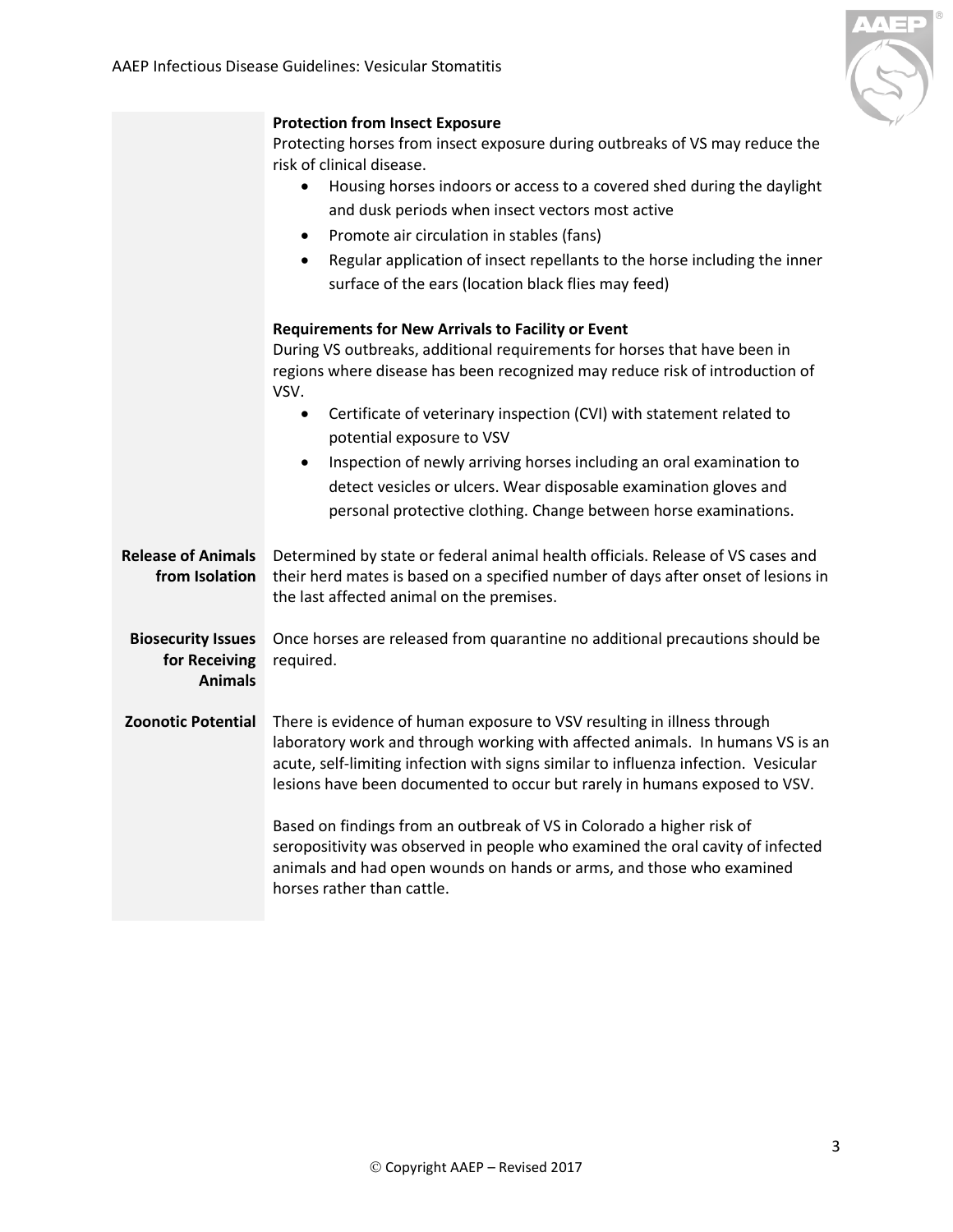| | |
|---|---|
| | **Protection from Insect Exposure**<br>Protecting horses from insect exposure during outbreaks of VS may reduce the risk of clinical disease.<br>• Housing horses indoors or access to a covered shed during the daylight and dusk periods when insect vectors most active<br>• Promote air circulation in stables (fans)<br>• Regular application of insect repellants to the horse including the inner surface of the ears (location black flies may feed)<br><br>**Requirements for New Arrivals to Facility or Event**<br>During VS outbreaks, additional requirements for horses that have been in regions where disease has been recognized may reduce risk of introduction of VSV.<br>• Certificate of veterinary inspection (CVI) with statement related to potential exposure to VSV<br>• Inspection of newly arriving horses including an oral examination to detect vesicles or ulcers. Wear disposable examination gloves and personal protective clothing. Change between horse examinations. |
| **Release of Animals from Isolation** | Determined by state or federal animal health officials. Release of VS cases and their herd mates is based on a specified number of days after onset of lesions in the last affected animal on the premises. |
| **Biosecurity Issues for Receiving Animals** | Once horses are released from quarantine no additional precautions should be required. |
| **Zoonotic Potential** | There is evidence of human exposure to VSV resulting in illness through laboratory work and through working with affected animals. In humans VS is an acute, self-limiting infection with signs similar to influenza infection. Vesicular lesions have been documented to occur but rarely in humans exposed to VSV.<br><br>Based on findings from an outbreak of VS in Colorado a higher risk of seropositivity was observed in people who examined the oral cavity of infected animals and had open wounds on hands or arms, and those who examined horses rather than cattle. |

© Copyright AAEP – Revised 2017